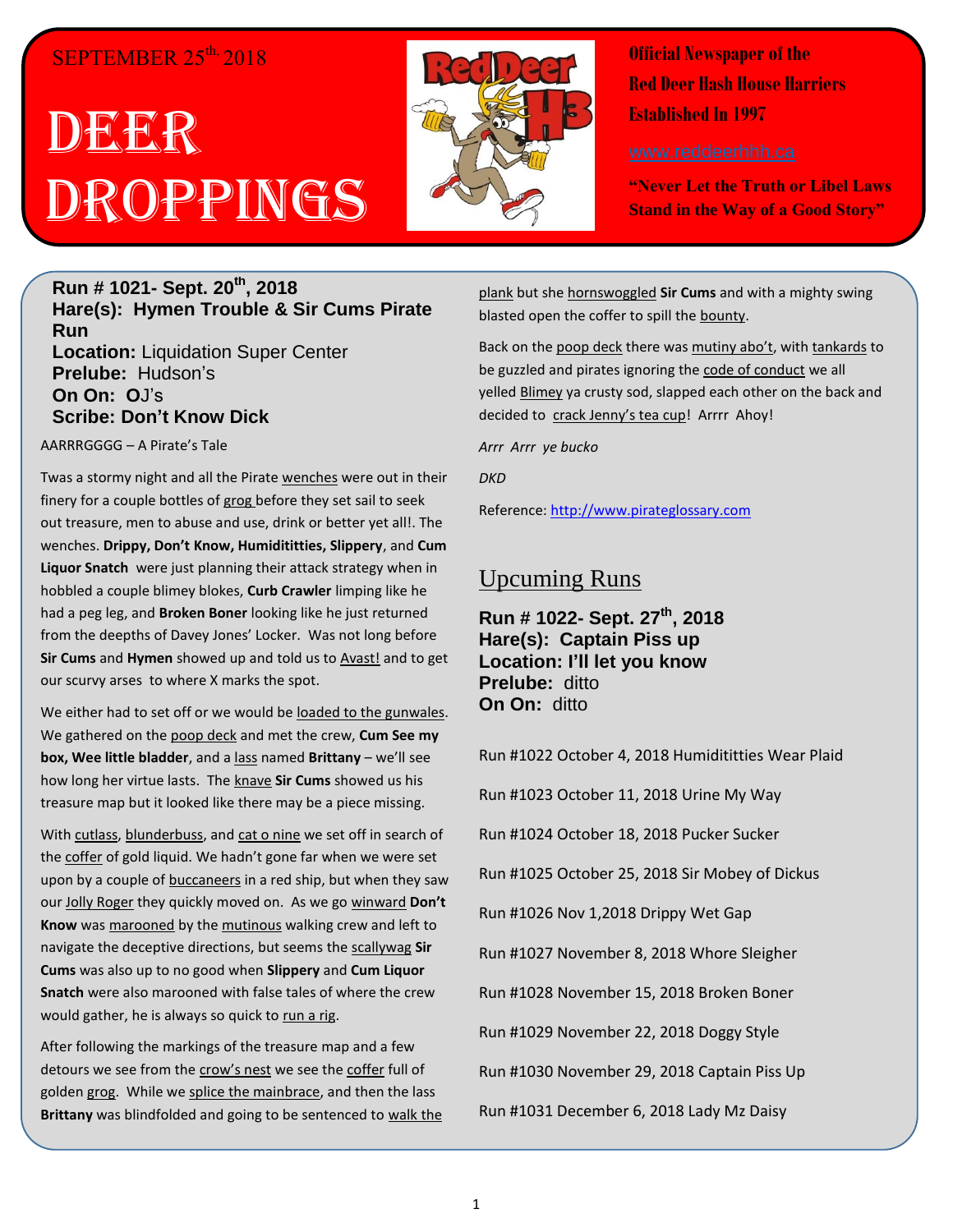SEPTEMBER 25th, 2018

# DEER DROPPINGS

**Official Newspaper of the Red Deer Hash House Harriers Established In 1997**

www.reddeerhhh.ca

**"Never Let the Truth or Libel Laws Stand in the Way of a Good Story"**

**Run # 1021- Sept. 20th, 2018**
**Hare(s): Hymen Trouble & Sir Cums Pirate Run**
**Location:** Liquidation Super Center
**Prelube:** Hudson's
**On On:** OJ's
**Scribe: Don't Know Dick**

AARRRGGGG – A Pirate's Tale

Twas a stormy night and all the Pirate wenches were out in their finery for a couple bottles of grog before they set sail to seek out treasure, men to abuse and use, drink or better yet all!. The wenches. **Drippy, Don't Know, Humidititties, Slippery**, and **Cum Liquor Snatch** were just planning their attack strategy when in hobbled a couple blimey blokes, **Curb Crawler** limping like he had a peg leg, and **Broken Boner** looking like he just returned from the deepths of Davey Jones' Locker. Was not long before **Sir Cums** and **Hymen** showed up and told us to Avast! and to get our scurvy arses to where X marks the spot.

We either had to set off or we would be loaded to the gunwales. We gathered on the poop deck and met the crew, **Cum See my box, Wee little bladder**, and a lass named **Brittany** – we'll see how long her virtue lasts. The knave **Sir Cums** showed us his treasure map but it looked like there may be a piece missing.

With cutlass, blunderbuss, and cat o nine we set off in search of the coffer of gold liquid. We hadn't gone far when we were set upon by a couple of buccaneers in a red ship, but when they saw our Jolly Roger they quickly moved on. As we go winward **Don't Know** was marooned by the mutinous walking crew and left to navigate the deceptive directions, but seems the scallywag **Sir Cums** was also up to no good when **Slippery** and **Cum Liquor Snatch** were also marooned with false tales of where the crew would gather, he is always so quick to run a rig.

After following the markings of the treasure map and a few detours we see from the crow's nest we see the coffer full of golden grog. While we splice the mainbrace, and then the lass **Brittany** was blindfolded and going to be sentenced to walk the plank but she hornswoggled **Sir Cums** and with a mighty swing blasted open the coffer to spill the bounty.

Back on the poop deck there was mutiny abo't, with tankards to be guzzled and pirates ignoring the code of conduct we all yelled Blimey ya crusty sod, slapped each other on the back and decided to crack Jenny's tea cup! Arrrr Ahoy!

*Arrr Arrr ye bucko*

*DKD*

Reference: http://www.pirateglossary.com

## Upcuming Runs

**Run # 1022- Sept. 27th, 2018**
**Hare(s): Captain Piss up**
**Location: I'll let you know**
**Prelube:** ditto
**On On:** ditto

Run #1022 October 4, 2018 Humidititties Wear Plaid

Run #1023 October 11, 2018 Urine My Way

Run #1024 October 18, 2018 Pucker Sucker

Run #1025 October 25, 2018 Sir Mobey of Dickus

Run #1026 Nov 1,2018 Drippy Wet Gap

Run #1027 November 8, 2018 Whore Sleigher

Run #1028 November 15, 2018 Broken Boner

Run #1029 November 22, 2018 Doggy Style

Run #1030 November 29, 2018 Captain Piss Up

Run #1031 December 6, 2018 Lady Mz Daisy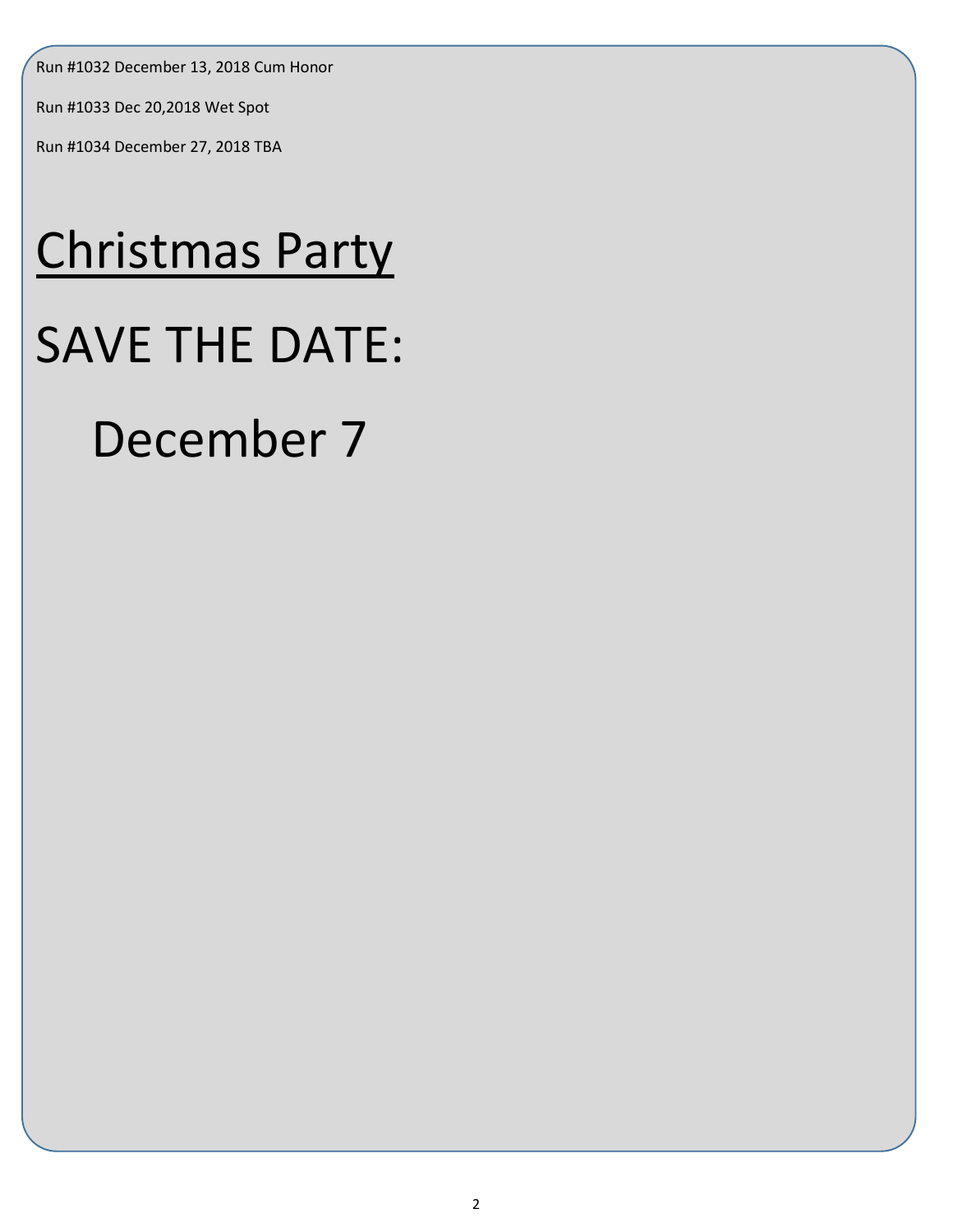Run #1032 December 13, 2018 Cum Honor

Run #1033 Dec 20,2018 Wet Spot

Run #1034 December 27, 2018 TBA

# Christmas Party

# SAVE THE DATE:

# December 7